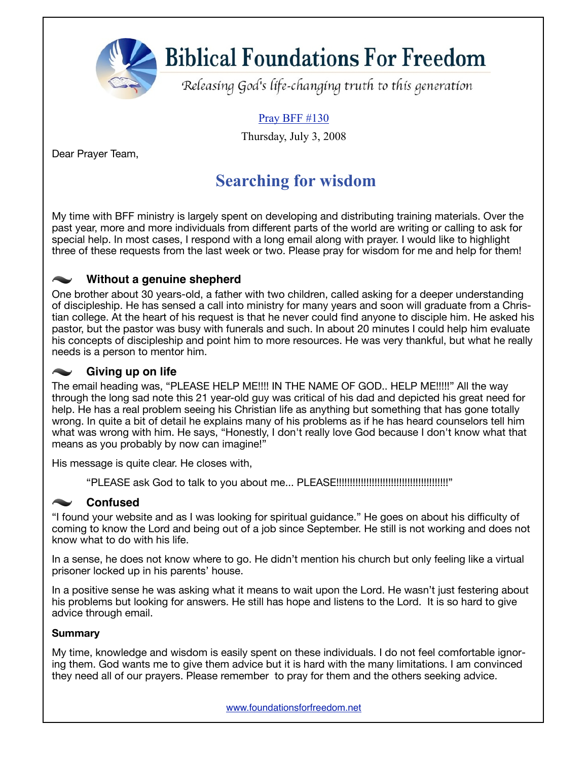# Biblical Foundations For Freedom

*Releasing God's life-changing truth to this generation*

Pray BFF #130

Thursday, July 3, 2008

Dear Prayer Team,

## Searching for wisdom

My time with BFF ministry is largely spent on developing and distributing training materials. Over the past year, more and more individuals from different parts of the world are writing or calling to ask for special help. In most cases, I respond with a long email along with prayer. I would like to highlight three of these requests from the last week or two. Please pray for wisdom for me and help for them!

### Without a genuine shepherd

One brother about 30 years-old, a father with two children, called asking for a deeper understanding of discipleship. He has sensed a call into ministry for many years and soon will graduate from a Christian college. At the heart of his request is that he never could find anyone to disciple him. He asked his pastor, but the pastor was busy with funerals and such. In about 20 minutes I could help him evaluate his concepts of discipleship and point him to more resources. He was very thankful, but what he really needs is a person to mentor him.

### Giving up on life

The email heading was, "PLEASE HELP ME!!!! IN THE NAME OF GOD.. HELP ME!!!!!" All the way through the long sad note this 21 year-old guy was critical of his dad and depicted his great need for help. He has a real problem seeing his Christian life as anything but something that has gone totally wrong. In quite a bit of detail he explains many of his problems as if he has heard counselors tell him what was wrong with him. He says, "Honestly, I don't really love God because I don't know what that means as you probably by now can imagine!"

His message is quite clear. He closes with,

> "PLEASE ask God to talk to you about me... PLEASE!!!!!!!!!!!!!!!!!!!!!!!!!!!!!!!!!!!!!!!!!!"

### Confused

"I found your website and as I was looking for spiritual guidance." He goes on about his difficulty of coming to know the Lord and being out of a job since September. He still is not working and does not know what to do with his life.

In a sense, he does not know where to go. He didn't mention his church but only feeling like a virtual prisoner locked up in his parents' house.

In a positive sense he was asking what it means to wait upon the Lord. He wasn't just festering about his problems but looking for answers. He still has hope and listens to the Lord. It is so hard to give advice through email.

**Summary**

My time, knowledge and wisdom is easily spent on these individuals. I do not feel comfortable ignoring them. God wants me to give them advice but it is hard with the many limitations. I am convinced they need all of our prayers. Please remember to pray for them and the others seeking advice.

www.foundationsforfreedom.net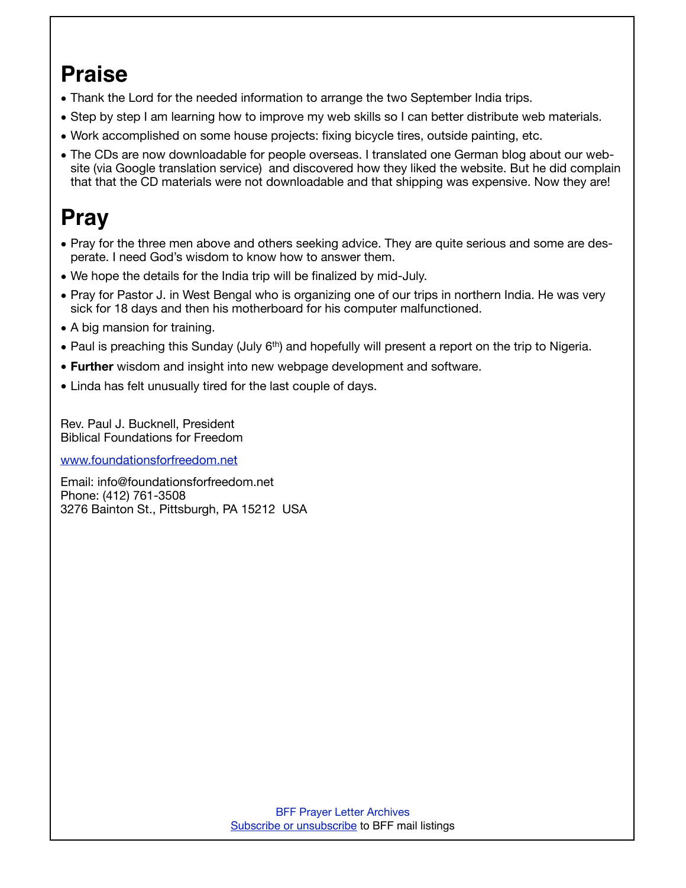# Praise

- Thank the Lord for the needed information to arrange the two September India trips.
- Step by step I am learning how to improve my web skills so I can better distribute web materials.
- Work accomplished on some house projects: fixing bicycle tires, outside painting, etc.
- The CDs are now downloadable for people overseas. I translated one German blog about our website (via Google translation service) and discovered how they liked the website. But he did complain that that the CD materials were not downloadable and that shipping was expensive. Now they are!

# Pray

- Pray for the three men above and others seeking advice. They are quite serious and some are desperate. I need God's wisdom to know how to answer them.
- We hope the details for the India trip will be finalized by mid-July.
- Pray for Pastor J. in West Bengal who is organizing one of our trips in northern India. He was very sick for 18 days and then his motherboard for his computer malfunctioned.
- A big mansion for training.
- Paul is preaching this Sunday (July 6th) and hopefully will present a report on the trip to Nigeria.
- **Further** wisdom and insight into new webpage development and software.
- Linda has felt unusually tired for the last couple of days.

Rev. Paul J. Bucknell, President
Biblical Foundations for Freedom

www.foundationsforfreedom.net

Email: info@foundationsforfreedom.net
Phone: (412) 761-3508
3276 Bainton St., Pittsburgh, PA 15212 USA

BFF Prayer Letter Archives
Subscribe or unsubscribe to BFF mail listings